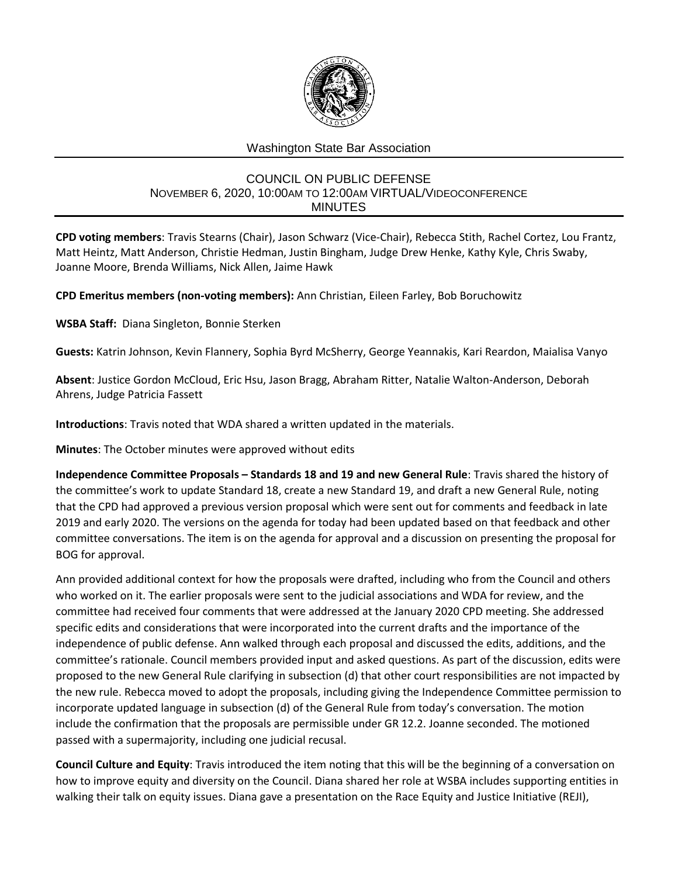Washington State Bar Association

# COUNCIL ON PUBLIC DEFENSE
## NOVEMBER 6, 2020, 10:00AM TO 12:00AM VIRTUAL/VIDEOCONFERENCE
## MINUTES

**CPD voting members**: Travis Stearns (Chair), Jason Schwarz (Vice-Chair), Rebecca Stith, Rachel Cortez, Lou Frantz, Matt Heintz, Matt Anderson, Christie Hedman, Justin Bingham, Judge Drew Henke, Kathy Kyle, Chris Swaby, Joanne Moore, Brenda Williams, Nick Allen, Jaime Hawk

**CPD Emeritus members (non-voting members):** Ann Christian, Eileen Farley, Bob Boruchowitz

**WSBA Staff:** Diana Singleton, Bonnie Sterken

**Guests:** Katrin Johnson, Kevin Flannery, Sophia Byrd McSherry, George Yeannakis, Kari Reardon, Maialisa Vanyo

**Absent**: Justice Gordon McCloud, Eric Hsu, Jason Bragg, Abraham Ritter, Natalie Walton-Anderson, Deborah Ahrens, Judge Patricia Fassett

**Introductions**: Travis noted that WDA shared a written updated in the materials.

**Minutes**: The October minutes were approved without edits

**Independence Committee Proposals – Standards 18 and 19 and new General Rule**: Travis shared the history of the committee's work to update Standard 18, create a new Standard 19, and draft a new General Rule, noting that the CPD had approved a previous version proposal which were sent out for comments and feedback in late 2019 and early 2020. The versions on the agenda for today had been updated based on that feedback and other committee conversations. The item is on the agenda for approval and a discussion on presenting the proposal for BOG for approval.

Ann provided additional context for how the proposals were drafted, including who from the Council and others who worked on it. The earlier proposals were sent to the judicial associations and WDA for review, and the committee had received four comments that were addressed at the January 2020 CPD meeting. She addressed specific edits and considerations that were incorporated into the current drafts and the importance of the independence of public defense. Ann walked through each proposal and discussed the edits, additions, and the committee's rationale. Council members provided input and asked questions. As part of the discussion, edits were proposed to the new General Rule clarifying in subsection (d) that other court responsibilities are not impacted by the new rule. Rebecca moved to adopt the proposals, including giving the Independence Committee permission to incorporate updated language in subsection (d) of the General Rule from today's conversation. The motion include the confirmation that the proposals are permissible under GR 12.2. Joanne seconded. The motioned passed with a supermajority, including one judicial recusal.

**Council Culture and Equity**: Travis introduced the item noting that this will be the beginning of a conversation on how to improve equity and diversity on the Council. Diana shared her role at WSBA includes supporting entities in walking their talk on equity issues. Diana gave a presentation on the Race Equity and Justice Initiative (REJI),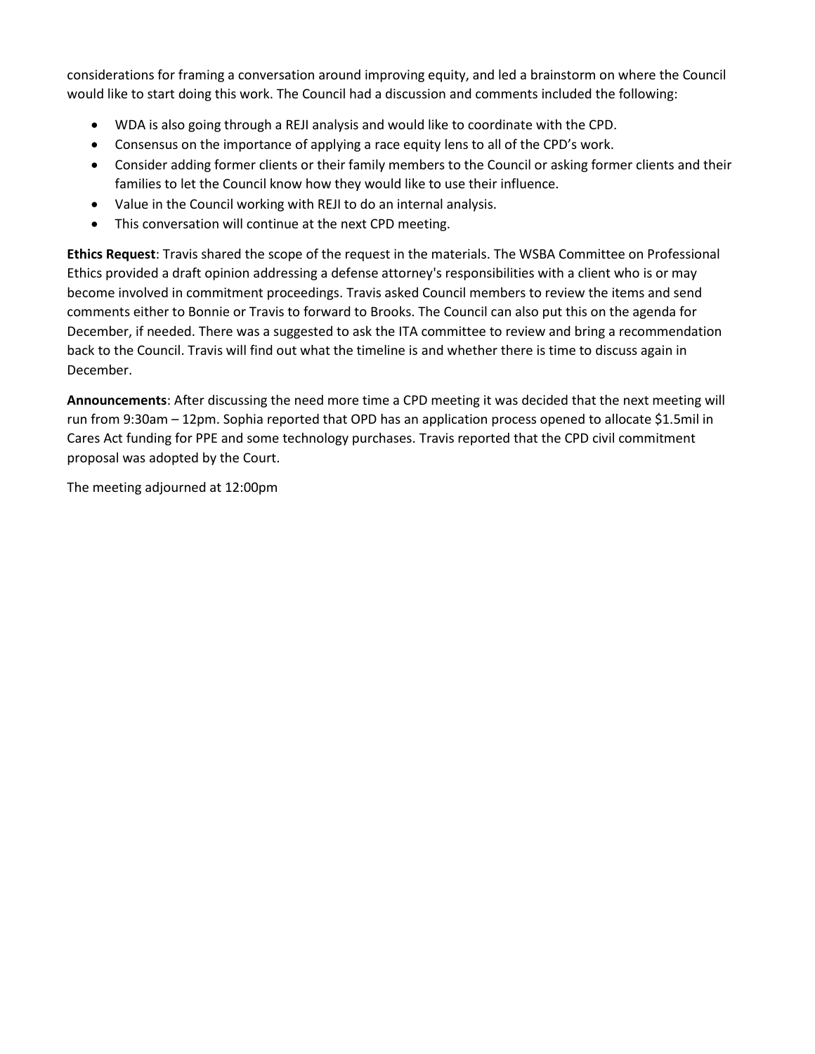considerations for framing a conversation around improving equity, and led a brainstorm on where the Council would like to start doing this work. The Council had a discussion and comments included the following:

- WDA is also going through a REJI analysis and would like to coordinate with the CPD.
- Consensus on the importance of applying a race equity lens to all of the CPD's work.
- Consider adding former clients or their family members to the Council or asking former clients and their families to let the Council know how they would like to use their influence.
- Value in the Council working with REJI to do an internal analysis.
- This conversation will continue at the next CPD meeting.

**Ethics Request**: Travis shared the scope of the request in the materials. The WSBA Committee on Professional Ethics provided a draft opinion addressing a defense attorney's responsibilities with a client who is or may become involved in commitment proceedings. Travis asked Council members to review the items and send comments either to Bonnie or Travis to forward to Brooks. The Council can also put this on the agenda for December, if needed. There was a suggested to ask the ITA committee to review and bring a recommendation back to the Council. Travis will find out what the timeline is and whether there is time to discuss again in December.

**Announcements**: After discussing the need more time a CPD meeting it was decided that the next meeting will run from 9:30am – 12pm. Sophia reported that OPD has an application process opened to allocate $1.5mil in Cares Act funding for PPE and some technology purchases. Travis reported that the CPD civil commitment proposal was adopted by the Court.

The meeting adjourned at 12:00pm